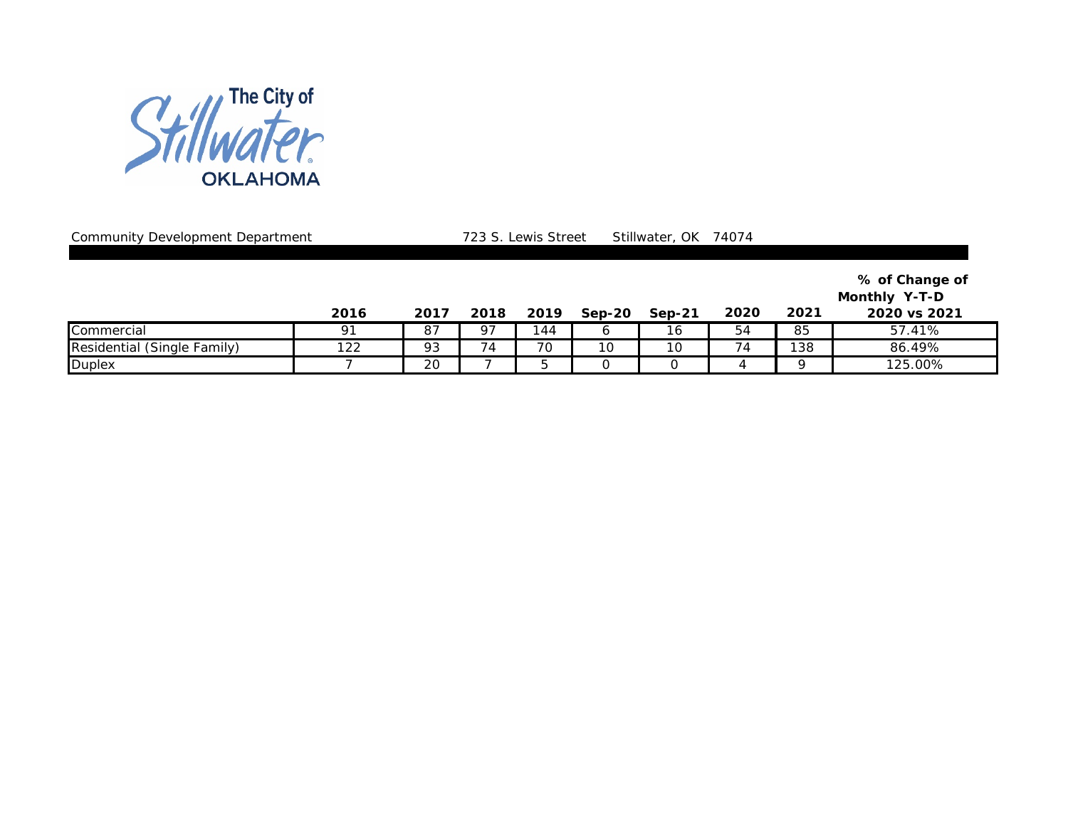The City of Stillwater OKLAHOMA

Community Development Department 723 S. Lewis Street Stillwater, OK 74074

| | 2016 | 2017 | 2018 | 2019 | Sep-20 | Sep-21 | 2020 | 2021 | % of Change of Monthly Y-T-D 2020 vs 2021 |
|---|---|---|---|---|---|---|---|---|---|
| Commercial | 91 | 87 | 97 | 144 | 6 | 16 | 54 | 85 | 57.41% |
| Residential (Single Family) | 122 | 93 | 74 | 70 | 10 | 10 | 74 | 138 | 86.49% |
| Duplex | 7 | 20 | 7 | 5 | 0 | 0 | 4 | 9 | 125.00% |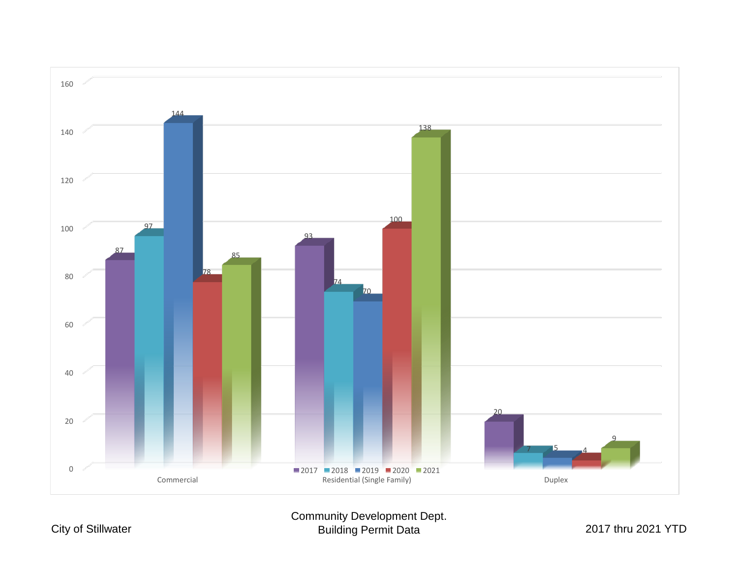| | 2017 | 2018 | 2019 | 2020 | 2021 |
|---|---|---|---|---|---|
| Commercial | 87 | 97 | 144 | 78 | 85 |
| Residential (Single Family) | 93 | 74 | 70 | 100 | 138 |
| Duplex | 20 | 7 | 5 | 4 | 9 |

City of Stillwater

Community Development Dept.
Building Permit Data

2017 thru 2021 YTD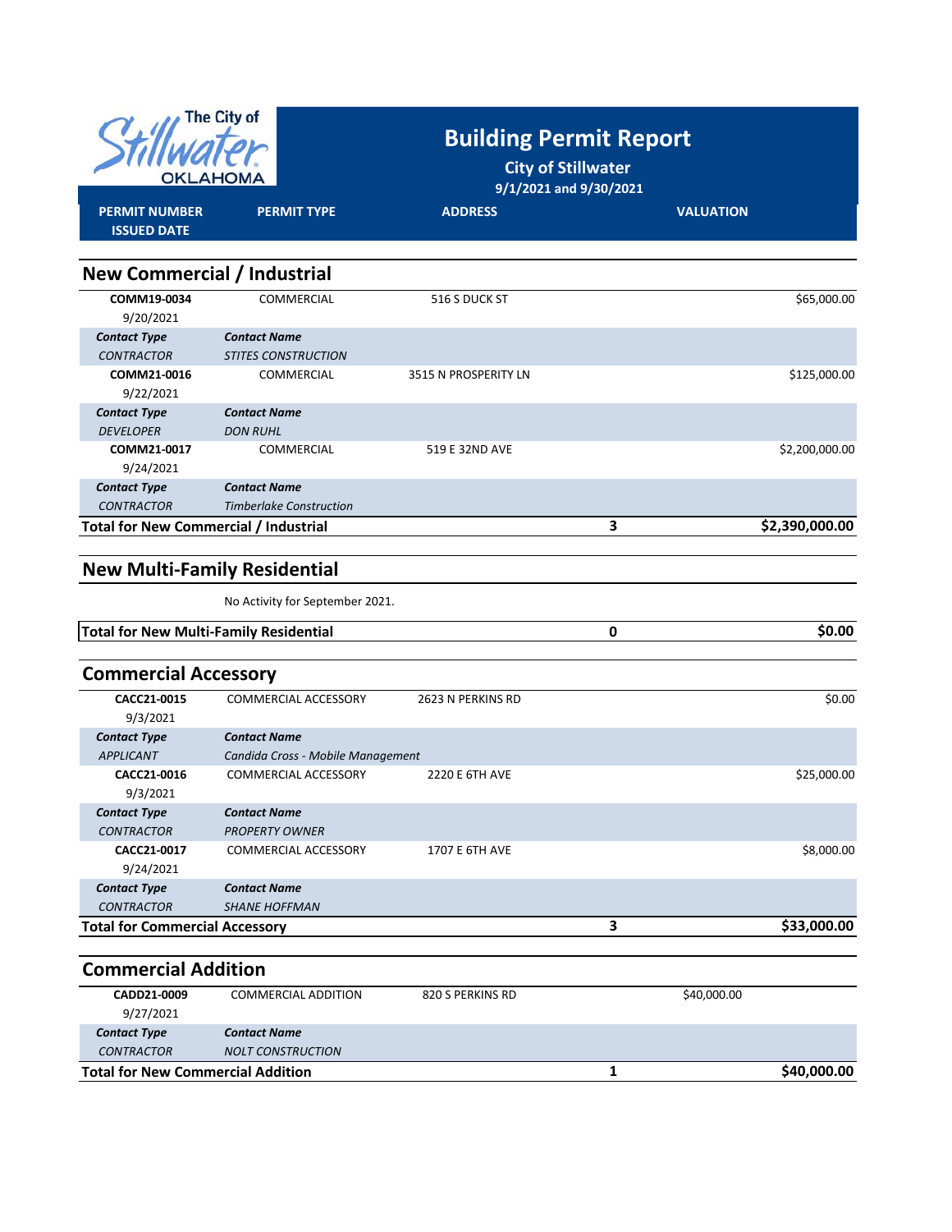# Building Permit Report

**City of Stillwater**

**9/1/2021 and 9/30/2021**

| PERMIT NUMBER ISSUED DATE | PERMIT TYPE | ADDRESS | | VALUATION |
|---|---|---|---|---|

## New Commercial / Industrial

| PERMIT NUMBER / ISSUED DATE | PERMIT TYPE | ADDRESS | | VALUATION |
|---|---|---|---|---|
| **COMM19-0034** 9/20/2021 | COMMERCIAL | 516 S DUCK ST | | $65,000.00 |
| ***Contact Type*** | ***Contact Name*** | | | |
| *CONTRACTOR* | *STITES CONSTRUCTION* | | | |
| **COMM21-0016** 9/22/2021 | COMMERCIAL | 3515 N PROSPERITY LN | | $125,000.00 |
| ***Contact Type*** | ***Contact Name*** | | | |
| *DEVELOPER* | *DON RUHL* | | | |
| **COMM21-0017** 9/24/2021 | COMMERCIAL | 519 E 32ND AVE | | $2,200,000.00 |
| ***Contact Type*** | ***Contact Name*** | | | |
| *CONTRACTOR* | *Timberlake Construction* | | | |
| **Total for New Commercial / Industrial** | | | **3** | **$2,390,000.00** |

## New Multi-Family Residential

No Activity for September 2021.

| | | | | |
|---|---|---|---|---|
| **Total for New Multi-Family Residential** | | | **0** | **$0.00** |

## Commercial Accessory

| PERMIT NUMBER / ISSUED DATE | PERMIT TYPE | ADDRESS | | VALUATION |
|---|---|---|---|---|
| **CACC21-0015** 9/3/2021 | COMMERCIAL ACCESSORY | 2623 N PERKINS RD | | $0.00 |
| ***Contact Type*** | ***Contact Name*** | | | |
| *APPLICANT* | *Candida Cross - Mobile Management* | | | |
| **CACC21-0016** 9/3/2021 | COMMERCIAL ACCESSORY | 2220 E 6TH AVE | | $25,000.00 |
| ***Contact Type*** | ***Contact Name*** | | | |
| *CONTRACTOR* | *PROPERTY OWNER* | | | |
| **CACC21-0017** 9/24/2021 | COMMERCIAL ACCESSORY | 1707 E 6TH AVE | | $8,000.00 |
| ***Contact Type*** | ***Contact Name*** | | | |
| *CONTRACTOR* | *SHANE HOFFMAN* | | | |
| **Total for Commercial Accessory** | | | **3** | **$33,000.00** |

## Commercial Addition

| PERMIT NUMBER / ISSUED DATE | PERMIT TYPE | ADDRESS | | VALUATION |
|---|---|---|---|---|
| **CADD21-0009** 9/27/2021 | COMMERCIAL ADDITION | 820 S PERKINS RD | | $40,000.00 |
| ***Contact Type*** | ***Contact Name*** | | | |
| *CONTRACTOR* | *NOLT CONSTRUCTION* | | | |
| **Total for New Commercial Addition** | | | **1** | **$40,000.00** |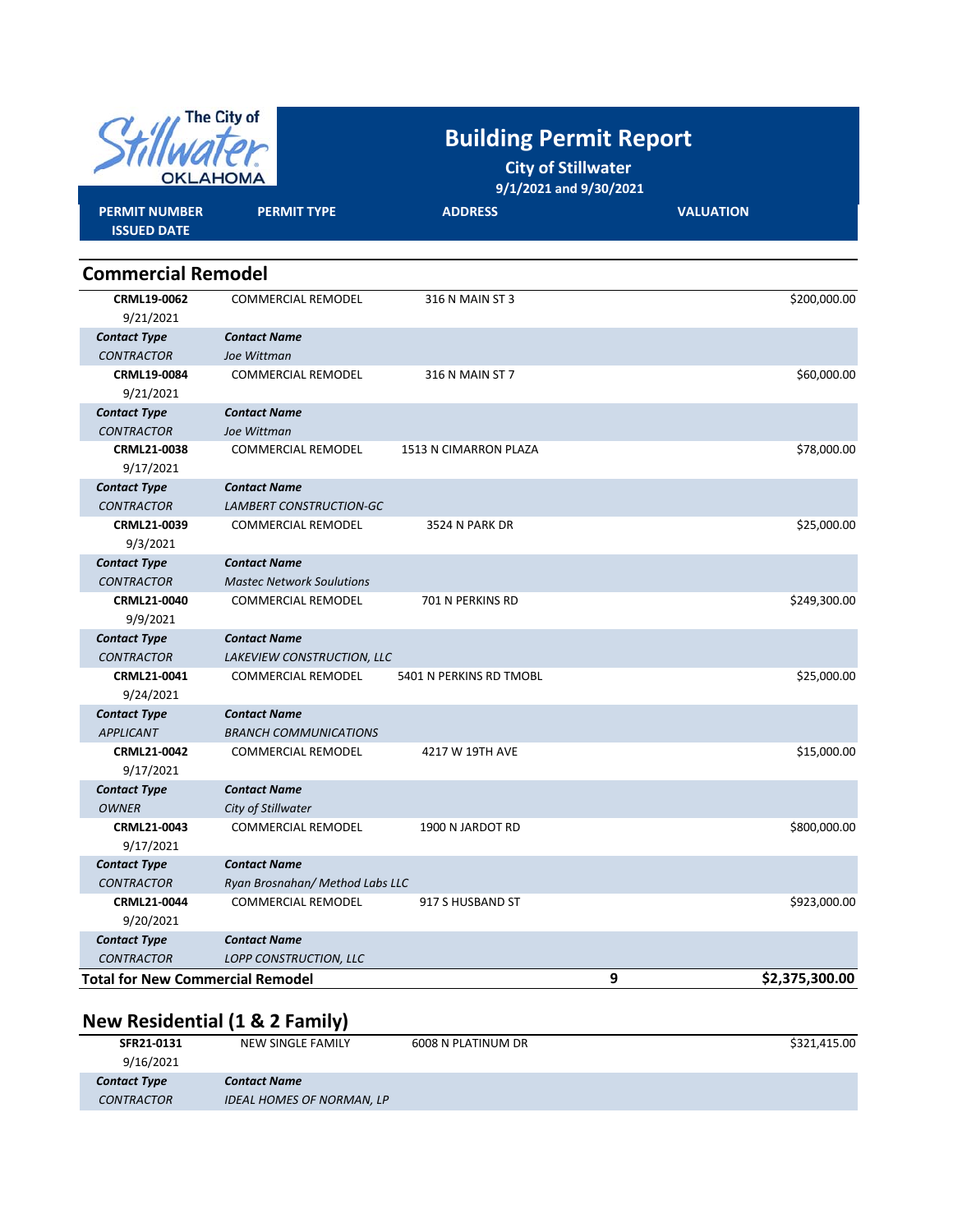# Building Permit Report

**City of Stillwater**

**9/1/2021 and 9/30/2021**

## Commercial Remodel

| PERMIT NUMBER / ISSUED DATE | PERMIT TYPE | ADDRESS | | VALUATION |
|---|---|---|---|---|
| **CRML19-0062** 9/21/2021 | COMMERCIAL REMODEL | 316 N MAIN ST 3 | | $200,000.00 |
| ***Contact Type*** | ***Contact Name*** | | | |
| *CONTRACTOR* | *Joe Wittman* | | | |
| **CRML19-0084** 9/21/2021 | COMMERCIAL REMODEL | 316 N MAIN ST 7 | | $60,000.00 |
| ***Contact Type*** | ***Contact Name*** | | | |
| *CONTRACTOR* | *Joe Wittman* | | | |
| **CRML21-0038** 9/17/2021 | COMMERCIAL REMODEL | 1513 N CIMARRON PLAZA | | $78,000.00 |
| ***Contact Type*** | ***Contact Name*** | | | |
| *CONTRACTOR* | *LAMBERT CONSTRUCTION-GC* | | | |
| **CRML21-0039** 9/3/2021 | COMMERCIAL REMODEL | 3524 N PARK DR | | $25,000.00 |
| ***Contact Type*** | ***Contact Name*** | | | |
| *CONTRACTOR* | *Mastec Network Soulutions* | | | |
| **CRML21-0040** 9/9/2021 | COMMERCIAL REMODEL | 701 N PERKINS RD | | $249,300.00 |
| ***Contact Type*** | ***Contact Name*** | | | |
| *CONTRACTOR* | *LAKEVIEW CONSTRUCTION, LLC* | | | |
| **CRML21-0041** 9/24/2021 | COMMERCIAL REMODEL | 5401 N PERKINS RD TMOBL | | $25,000.00 |
| ***Contact Type*** | ***Contact Name*** | | | |
| *APPLICANT* | *BRANCH COMMUNICATIONS* | | | |
| **CRML21-0042** 9/17/2021 | COMMERCIAL REMODEL | 4217 W 19TH AVE | | $15,000.00 |
| ***Contact Type*** | ***Contact Name*** | | | |
| *OWNER* | *City of Stillwater* | | | |
| **CRML21-0043** 9/17/2021 | COMMERCIAL REMODEL | 1900 N JARDOT RD | | $800,000.00 |
| ***Contact Type*** | ***Contact Name*** | | | |
| *CONTRACTOR* | *Ryan Brosnahan/ Method Labs LLC* | | | |
| **CRML21-0044** 9/20/2021 | COMMERCIAL REMODEL | 917 S HUSBAND ST | | $923,000.00 |
| ***Contact Type*** | ***Contact Name*** | | | |
| *CONTRACTOR* | *LOPP CONSTRUCTION, LLC* | | | |
| **Total for New Commercial Remodel** | | | **9** | **$2,375,300.00** |

## New Residential (1 & 2 Family)

| PERMIT NUMBER / ISSUED DATE | PERMIT TYPE | ADDRESS | | VALUATION |
|---|---|---|---|---|
| **SFR21-0131** 9/16/2021 | NEW SINGLE FAMILY | 6008 N PLATINUM DR | | $321,415.00 |
| ***Contact Type*** | ***Contact Name*** | | | |
| *CONTRACTOR* | *IDEAL HOMES OF NORMAN, LP* | | | |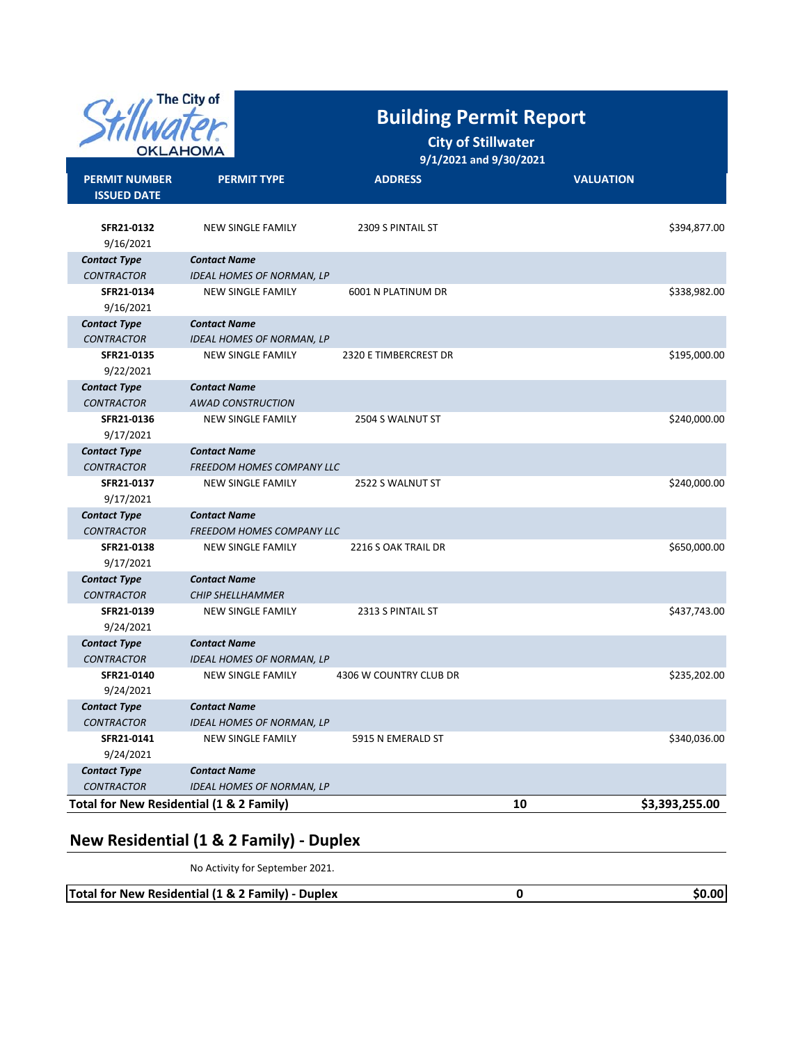# Building Permit Report

**City of Stillwater**

**9/1/2021 and 9/30/2021**

| PERMIT NUMBER ISSUED DATE | PERMIT TYPE | ADDRESS | | VALUATION |
|---|---|---|---|---|
| **SFR21-0132** 9/16/2021 | NEW SINGLE FAMILY | 2309 S PINTAIL ST | | $394,877.00 |
| ***Contact Type*** | ***Contact Name*** | | | |
| *CONTRACTOR* | *IDEAL HOMES OF NORMAN, LP* | | | |
| **SFR21-0134** 9/16/2021 | NEW SINGLE FAMILY | 6001 N PLATINUM DR | | $338,982.00 |
| ***Contact Type*** | ***Contact Name*** | | | |
| *CONTRACTOR* | *IDEAL HOMES OF NORMAN, LP* | | | |
| **SFR21-0135** 9/22/2021 | NEW SINGLE FAMILY | 2320 E TIMBERCREST DR | | $195,000.00 |
| ***Contact Type*** | ***Contact Name*** | | | |
| *CONTRACTOR* | *AWAD CONSTRUCTION* | | | |
| **SFR21-0136** 9/17/2021 | NEW SINGLE FAMILY | 2504 S WALNUT ST | | $240,000.00 |
| ***Contact Type*** | ***Contact Name*** | | | |
| *CONTRACTOR* | *FREEDOM HOMES COMPANY LLC* | | | |
| **SFR21-0137** 9/17/2021 | NEW SINGLE FAMILY | 2522 S WALNUT ST | | $240,000.00 |
| ***Contact Type*** | ***Contact Name*** | | | |
| *CONTRACTOR* | *FREEDOM HOMES COMPANY LLC* | | | |
| **SFR21-0138** 9/17/2021 | NEW SINGLE FAMILY | 2216 S OAK TRAIL DR | | $650,000.00 |
| ***Contact Type*** | ***Contact Name*** | | | |
| *CONTRACTOR* | *CHIP SHELLHAMMER* | | | |
| **SFR21-0139** 9/24/2021 | NEW SINGLE FAMILY | 2313 S PINTAIL ST | | $437,743.00 |
| ***Contact Type*** | ***Contact Name*** | | | |
| *CONTRACTOR* | *IDEAL HOMES OF NORMAN, LP* | | | |
| **SFR21-0140** 9/24/2021 | NEW SINGLE FAMILY | 4306 W COUNTRY CLUB DR | | $235,202.00 |
| ***Contact Type*** | ***Contact Name*** | | | |
| *CONTRACTOR* | *IDEAL HOMES OF NORMAN, LP* | | | |
| **SFR21-0141** 9/24/2021 | NEW SINGLE FAMILY | 5915 N EMERALD ST | | $340,036.00 |
| ***Contact Type*** | ***Contact Name*** | | | |
| *CONTRACTOR* | *IDEAL HOMES OF NORMAN, LP* | | | |
| **Total for New Residential (1 & 2 Family)** | | | **10** | **$3,393,255.00** |

## New Residential (1 & 2 Family) - Duplex

No Activity for September 2021.

| | | |
|---|---|---|
| **Total for New Residential (1 & 2 Family) - Duplex** | **0** | **$0.00** |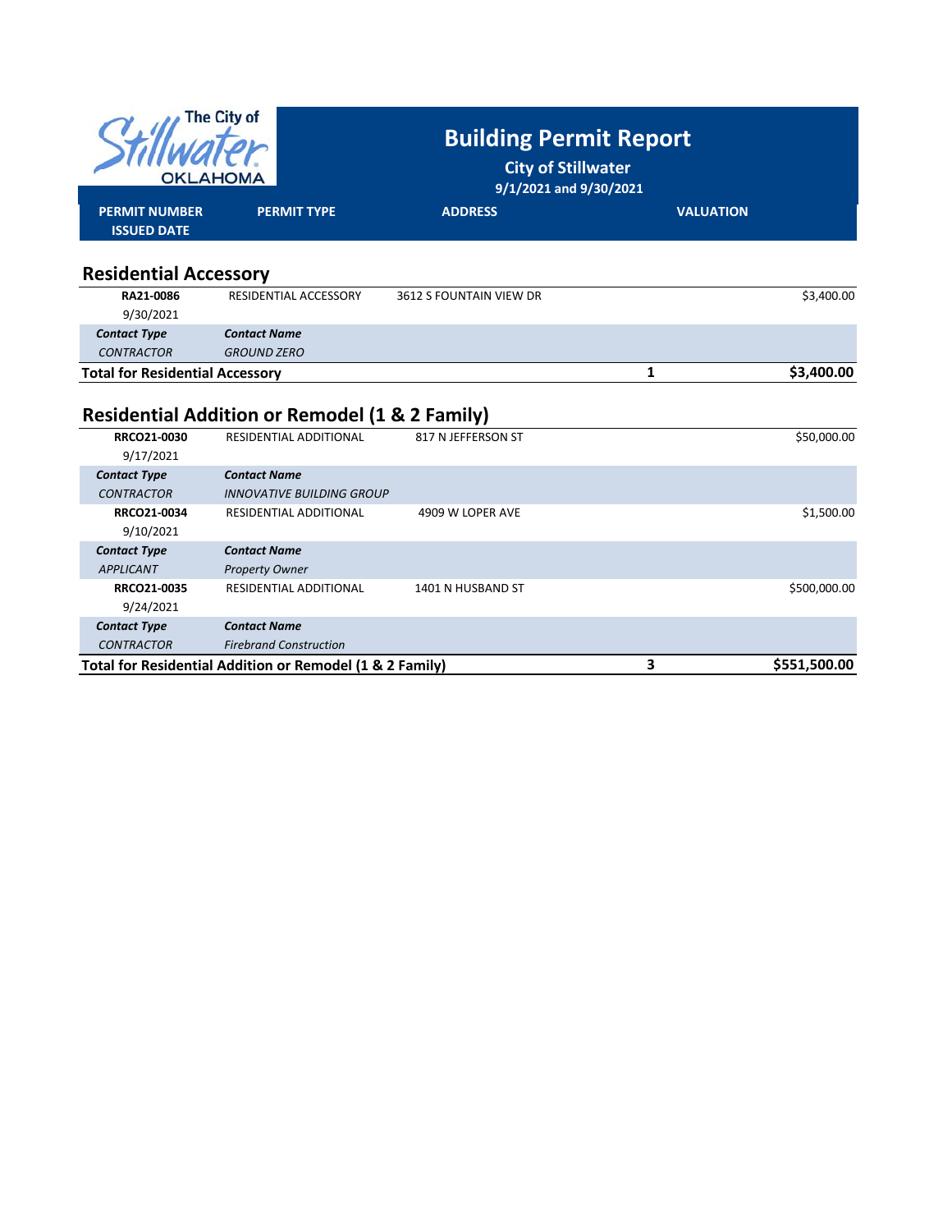# Building Permit Report

**City of Stillwater**

**9/1/2021 and 9/30/2021**

| PERMIT NUMBER ISSUED DATE | PERMIT TYPE | ADDRESS | | VALUATION |
|---|---|---|---|---|

## Residential Accessory

| | | | | |
|---|---|---|---|---|
| **RA21-0086** 9/30/2021 | RESIDENTIAL ACCESSORY | 3612 S FOUNTAIN VIEW DR | | $3,400.00 |
| ***Contact Type*** | ***Contact Name*** | | | |
| *CONTRACTOR* | *GROUND ZERO* | | | |
| **Total for Residential Accessory** | | | **1** | **$3,400.00** |

## Residential Addition or Remodel (1 & 2 Family)

| | | | | |
|---|---|---|---|---|
| **RRCO21-0030** 9/17/2021 | RESIDENTIAL ADDITIONAL | 817 N JEFFERSON ST | | $50,000.00 |
| ***Contact Type*** | ***Contact Name*** | | | |
| *CONTRACTOR* | *INNOVATIVE BUILDING GROUP* | | | |
| **RRCO21-0034** 9/10/2021 | RESIDENTIAL ADDITIONAL | 4909 W LOPER AVE | | $1,500.00 |
| ***Contact Type*** | ***Contact Name*** | | | |
| *APPLICANT* | *Property Owner* | | | |
| **RRCO21-0035** 9/24/2021 | RESIDENTIAL ADDITIONAL | 1401 N HUSBAND ST | | $500,000.00 |
| ***Contact Type*** | ***Contact Name*** | | | |
| *CONTRACTOR* | *Firebrand Construction* | | | |
| **Total for Residential Addition or Remodel (1 & 2 Family)** | | | **3** | **$551,500.00** |